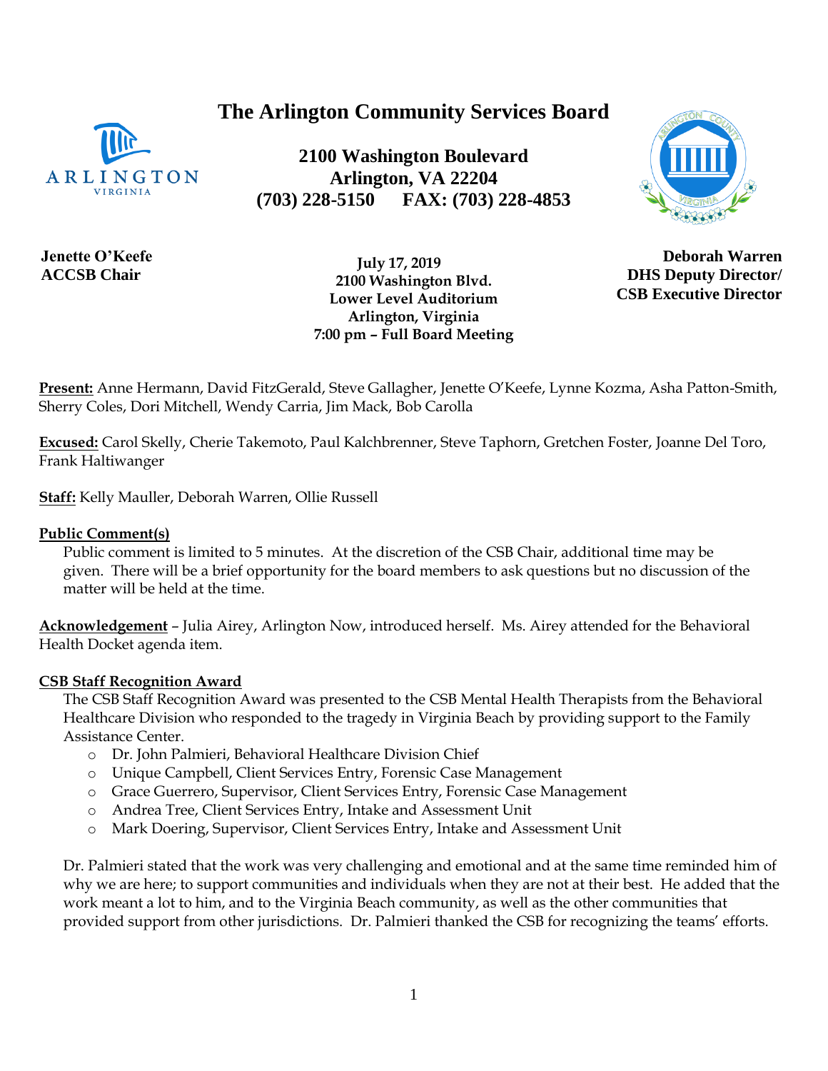# The Arlington Community Services Board

**2100 Washington Boulevard**
**Arlington, VA 22204**
**(703) 228-5150 FAX: (703) 228-4853**

**Jenette O'Keefe**
**ACCSB Chair**

**July 17, 2019**
**2100 Washington Blvd.**
**Lower Level Auditorium**
**Arlington, Virginia**
**7:00 pm – Full Board Meeting**

**Deborah Warren**
**DHS Deputy Director/**
**CSB Executive Director**

**Present:** Anne Hermann, David FitzGerald, Steve Gallagher, Jenette O'Keefe, Lynne Kozma, Asha Patton-Smith, Sherry Coles, Dori Mitchell, Wendy Carria, Jim Mack, Bob Carolla

**Excused:** Carol Skelly, Cherie Takemoto, Paul Kalchbrenner, Steve Taphorn, Gretchen Foster, Joanne Del Toro, Frank Haltiwanger

**Staff:** Kelly Mauller, Deborah Warren, Ollie Russell

**Public Comment(s)**

Public comment is limited to 5 minutes. At the discretion of the CSB Chair, additional time may be given. There will be a brief opportunity for the board members to ask questions but no discussion of the matter will be held at the time.

**Acknowledgement** – Julia Airey, Arlington Now, introduced herself. Ms. Airey attended for the Behavioral Health Docket agenda item.

**CSB Staff Recognition Award**

The CSB Staff Recognition Award was presented to the CSB Mental Health Therapists from the Behavioral Healthcare Division who responded to the tragedy in Virginia Beach by providing support to the Family Assistance Center.

- Dr. John Palmieri, Behavioral Healthcare Division Chief
- Unique Campbell, Client Services Entry, Forensic Case Management
- Grace Guerrero, Supervisor, Client Services Entry, Forensic Case Management
- Andrea Tree, Client Services Entry, Intake and Assessment Unit
- Mark Doering, Supervisor, Client Services Entry, Intake and Assessment Unit

Dr. Palmieri stated that the work was very challenging and emotional and at the same time reminded him of why we are here; to support communities and individuals when they are not at their best. He added that the work meant a lot to him, and to the Virginia Beach community, as well as the other communities that provided support from other jurisdictions. Dr. Palmieri thanked the CSB for recognizing the teams' efforts.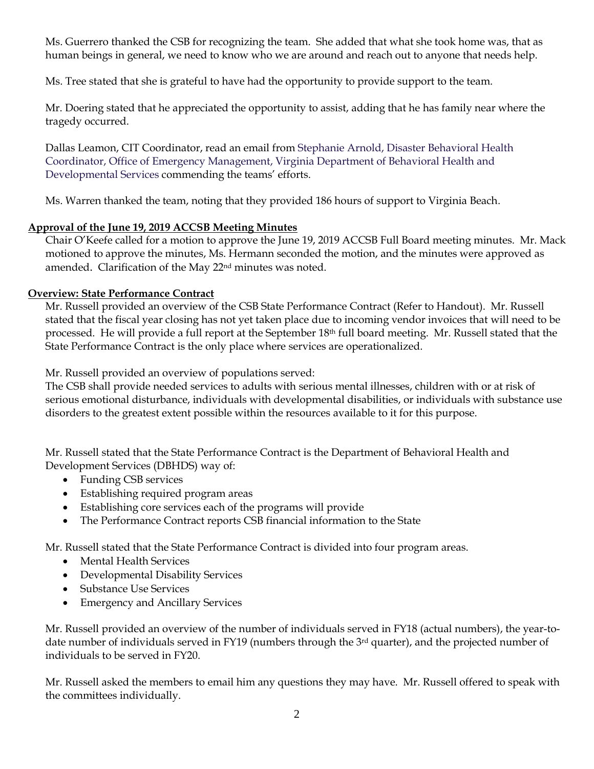Ms. Guerrero thanked the CSB for recognizing the team. She added that what she took home was, that as human beings in general, we need to know who we are around and reach out to anyone that needs help.

Ms. Tree stated that she is grateful to have had the opportunity to provide support to the team.

Mr. Doering stated that he appreciated the opportunity to assist, adding that he has family near where the tragedy occurred.

Dallas Leamon, CIT Coordinator, read an email from Stephanie Arnold, Disaster Behavioral Health Coordinator, Office of Emergency Management, Virginia Department of Behavioral Health and Developmental Services commending the teams' efforts.

Ms. Warren thanked the team, noting that they provided 186 hours of support to Virginia Beach.

**Approval of the June 19, 2019 ACCSB Meeting Minutes**

Chair O'Keefe called for a motion to approve the June 19, 2019 ACCSB Full Board meeting minutes. Mr. Mack motioned to approve the minutes, Ms. Hermann seconded the motion, and the minutes were approved as amended. Clarification of the May 22nd minutes was noted.

**Overview: State Performance Contract**

Mr. Russell provided an overview of the CSB State Performance Contract (Refer to Handout). Mr. Russell stated that the fiscal year closing has not yet taken place due to incoming vendor invoices that will need to be processed. He will provide a full report at the September 18th full board meeting. Mr. Russell stated that the State Performance Contract is the only place where services are operationalized.

Mr. Russell provided an overview of populations served:
The CSB shall provide needed services to adults with serious mental illnesses, children with or at risk of serious emotional disturbance, individuals with developmental disabilities, or individuals with substance use disorders to the greatest extent possible within the resources available to it for this purpose.

Mr. Russell stated that the State Performance Contract is the Department of Behavioral Health and Development Services (DBHDS) way of:

- Funding CSB services
- Establishing required program areas
- Establishing core services each of the programs will provide
- The Performance Contract reports CSB financial information to the State

Mr. Russell stated that the State Performance Contract is divided into four program areas.

- Mental Health Services
- Developmental Disability Services
- Substance Use Services
- Emergency and Ancillary Services

Mr. Russell provided an overview of the number of individuals served in FY18 (actual numbers), the year-to-date number of individuals served in FY19 (numbers through the 3rd quarter), and the projected number of individuals to be served in FY20.

Mr. Russell asked the members to email him any questions they may have. Mr. Russell offered to speak with the committees individually.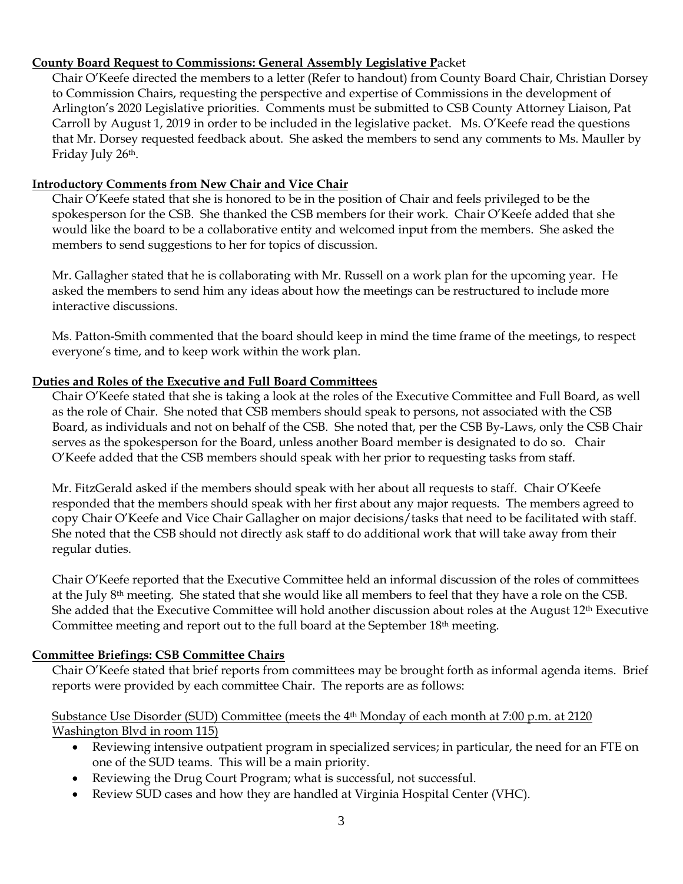**County Board Request to Commissions: General Assembly Legislative Packet**

Chair O'Keefe directed the members to a letter (Refer to handout) from County Board Chair, Christian Dorsey to Commission Chairs, requesting the perspective and expertise of Commissions in the development of Arlington's 2020 Legislative priorities. Comments must be submitted to CSB County Attorney Liaison, Pat Carroll by August 1, 2019 in order to be included in the legislative packet. Ms. O'Keefe read the questions that Mr. Dorsey requested feedback about. She asked the members to send any comments to Ms. Mauller by Friday July 26th.

**Introductory Comments from New Chair and Vice Chair**

Chair O'Keefe stated that she is honored to be in the position of Chair and feels privileged to be the spokesperson for the CSB. She thanked the CSB members for their work. Chair O'Keefe added that she would like the board to be a collaborative entity and welcomed input from the members. She asked the members to send suggestions to her for topics of discussion.

Mr. Gallagher stated that he is collaborating with Mr. Russell on a work plan for the upcoming year. He asked the members to send him any ideas about how the meetings can be restructured to include more interactive discussions.

Ms. Patton-Smith commented that the board should keep in mind the time frame of the meetings, to respect everyone's time, and to keep work within the work plan.

**Duties and Roles of the Executive and Full Board Committees**

Chair O'Keefe stated that she is taking a look at the roles of the Executive Committee and Full Board, as well as the role of Chair. She noted that CSB members should speak to persons, not associated with the CSB Board, as individuals and not on behalf of the CSB. She noted that, per the CSB By-Laws, only the CSB Chair serves as the spokesperson for the Board, unless another Board member is designated to do so. Chair O'Keefe added that the CSB members should speak with her prior to requesting tasks from staff.

Mr. FitzGerald asked if the members should speak with her about all requests to staff. Chair O'Keefe responded that the members should speak with her first about any major requests. The members agreed to copy Chair O'Keefe and Vice Chair Gallagher on major decisions/tasks that need to be facilitated with staff. She noted that the CSB should not directly ask staff to do additional work that will take away from their regular duties.

Chair O'Keefe reported that the Executive Committee held an informal discussion of the roles of committees at the July 8th meeting. She stated that she would like all members to feel that they have a role on the CSB. She added that the Executive Committee will hold another discussion about roles at the August 12th Executive Committee meeting and report out to the full board at the September 18th meeting.

**Committee Briefings: CSB Committee Chairs**

Chair O'Keefe stated that brief reports from committees may be brought forth as informal agenda items. Brief reports were provided by each committee Chair. The reports are as follows:

Substance Use Disorder (SUD) Committee (meets the 4th Monday of each month at 7:00 p.m. at 2120 Washington Blvd in room 115)

- Reviewing intensive outpatient program in specialized services; in particular, the need for an FTE on one of the SUD teams. This will be a main priority.
- Reviewing the Drug Court Program; what is successful, not successful.
- Review SUD cases and how they are handled at Virginia Hospital Center (VHC).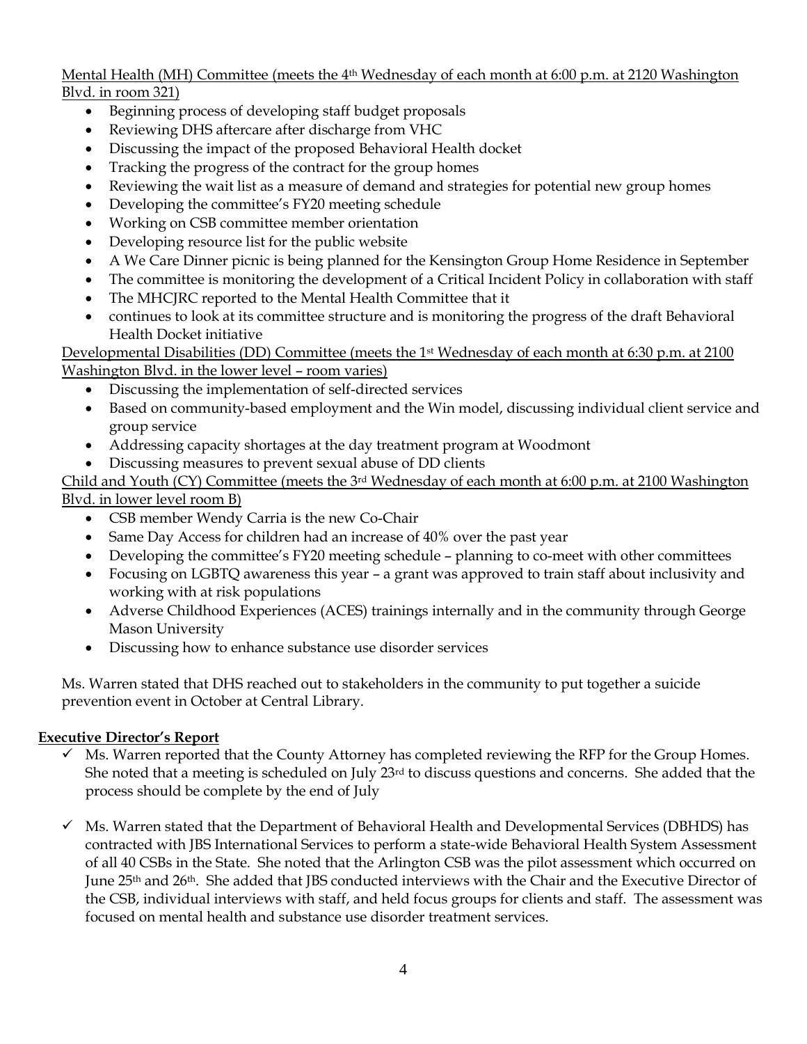Mental Health (MH) Committee (meets the 4th Wednesday of each month at 6:00 p.m. at 2120 Washington Blvd. in room 321)

- Beginning process of developing staff budget proposals
- Reviewing DHS aftercare after discharge from VHC
- Discussing the impact of the proposed Behavioral Health docket
- Tracking the progress of the contract for the group homes
- Reviewing the wait list as a measure of demand and strategies for potential new group homes
- Developing the committee's FY20 meeting schedule
- Working on CSB committee member orientation
- Developing resource list for the public website
- A We Care Dinner picnic is being planned for the Kensington Group Home Residence in September
- The committee is monitoring the development of a Critical Incident Policy in collaboration with staff
- The MHCJRC reported to the Mental Health Committee that it
- continues to look at its committee structure and is monitoring the progress of the draft Behavioral Health Docket initiative

Developmental Disabilities (DD) Committee (meets the 1st Wednesday of each month at 6:30 p.m. at 2100 Washington Blvd. in the lower level – room varies)

- Discussing the implementation of self-directed services
- Based on community-based employment and the Win model, discussing individual client service and group service
- Addressing capacity shortages at the day treatment program at Woodmont
- Discussing measures to prevent sexual abuse of DD clients

Child and Youth (CY) Committee (meets the 3rd Wednesday of each month at 6:00 p.m. at 2100 Washington Blvd. in lower level room B)

- CSB member Wendy Carria is the new Co-Chair
- Same Day Access for children had an increase of 40% over the past year
- Developing the committee's FY20 meeting schedule – planning to co-meet with other committees
- Focusing on LGBTQ awareness this year – a grant was approved to train staff about inclusivity and working with at risk populations
- Adverse Childhood Experiences (ACES) trainings internally and in the community through George Mason University
- Discussing how to enhance substance use disorder services

Ms. Warren stated that DHS reached out to stakeholders in the community to put together a suicide prevention event in October at Central Library.

**Executive Director's Report**

- ✓ Ms. Warren reported that the County Attorney has completed reviewing the RFP for the Group Homes. She noted that a meeting is scheduled on July 23rd to discuss questions and concerns. She added that the process should be complete by the end of July

- ✓ Ms. Warren stated that the Department of Behavioral Health and Developmental Services (DBHDS) has contracted with JBS International Services to perform a state-wide Behavioral Health System Assessment of all 40 CSBs in the State. She noted that the Arlington CSB was the pilot assessment which occurred on June 25th and 26th. She added that JBS conducted interviews with the Chair and the Executive Director of the CSB, individual interviews with staff, and held focus groups for clients and staff. The assessment was focused on mental health and substance use disorder treatment services.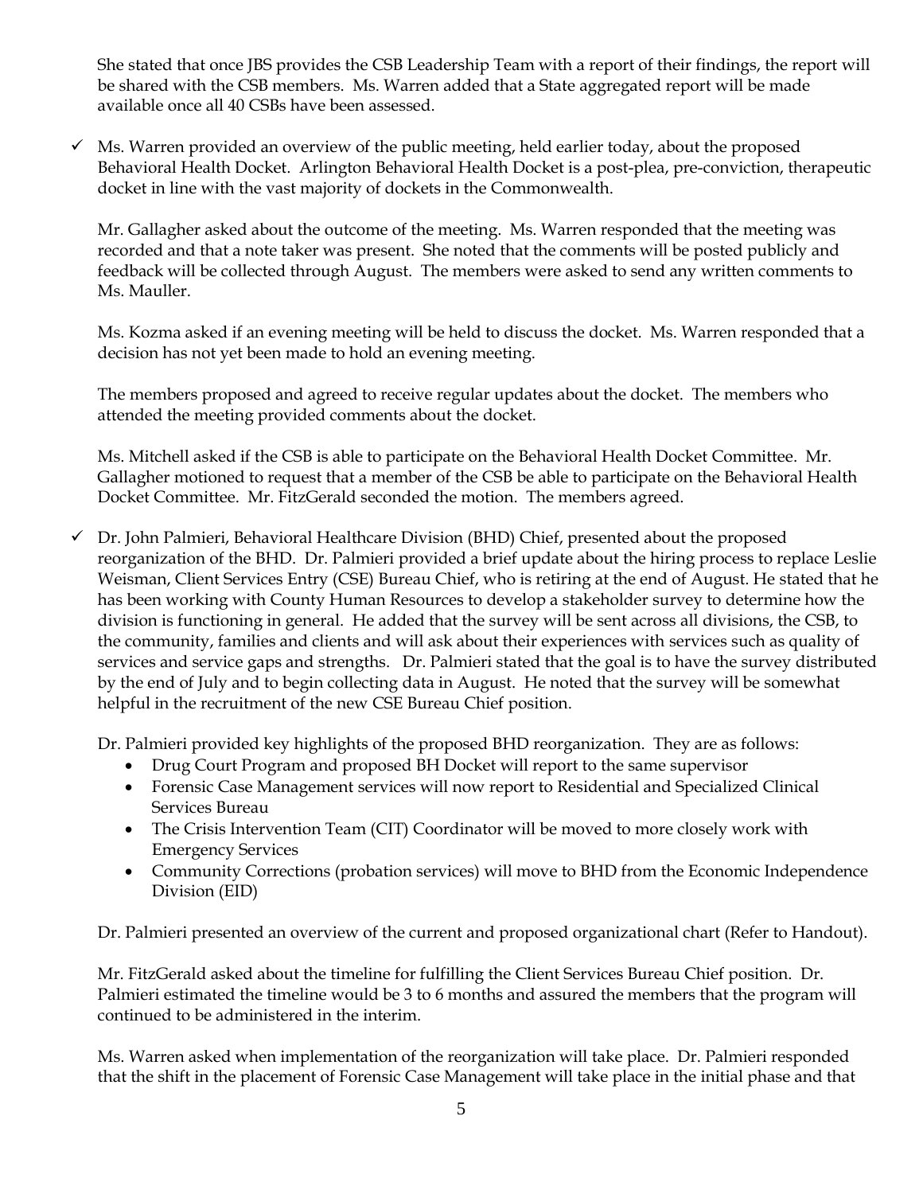She stated that once JBS provides the CSB Leadership Team with a report of their findings, the report will be shared with the CSB members. Ms. Warren added that a State aggregated report will be made available once all 40 CSBs have been assessed.

- ✓ Ms. Warren provided an overview of the public meeting, held earlier today, about the proposed Behavioral Health Docket. Arlington Behavioral Health Docket is a post-plea, pre-conviction, therapeutic docket in line with the vast majority of dockets in the Commonwealth.

  Mr. Gallagher asked about the outcome of the meeting. Ms. Warren responded that the meeting was recorded and that a note taker was present. She noted that the comments will be posted publicly and feedback will be collected through August. The members were asked to send any written comments to Ms. Mauller.

  Ms. Kozma asked if an evening meeting will be held to discuss the docket. Ms. Warren responded that a decision has not yet been made to hold an evening meeting.

  The members proposed and agreed to receive regular updates about the docket. The members who attended the meeting provided comments about the docket.

  Ms. Mitchell asked if the CSB is able to participate on the Behavioral Health Docket Committee. Mr. Gallagher motioned to request that a member of the CSB be able to participate on the Behavioral Health Docket Committee. Mr. FitzGerald seconded the motion. The members agreed.

- ✓ Dr. John Palmieri, Behavioral Healthcare Division (BHD) Chief, presented about the proposed reorganization of the BHD. Dr. Palmieri provided a brief update about the hiring process to replace Leslie Weisman, Client Services Entry (CSE) Bureau Chief, who is retiring at the end of August. He stated that he has been working with County Human Resources to develop a stakeholder survey to determine how the division is functioning in general. He added that the survey will be sent across all divisions, the CSB, to the community, families and clients and will ask about their experiences with services such as quality of services and service gaps and strengths. Dr. Palmieri stated that the goal is to have the survey distributed by the end of July and to begin collecting data in August. He noted that the survey will be somewhat helpful in the recruitment of the new CSE Bureau Chief position.

  Dr. Palmieri provided key highlights of the proposed BHD reorganization. They are as follows:
  - Drug Court Program and proposed BH Docket will report to the same supervisor
  - Forensic Case Management services will now report to Residential and Specialized Clinical Services Bureau
  - The Crisis Intervention Team (CIT) Coordinator will be moved to more closely work with Emergency Services
  - Community Corrections (probation services) will move to BHD from the Economic Independence Division (EID)

  Dr. Palmieri presented an overview of the current and proposed organizational chart (Refer to Handout).

  Mr. FitzGerald asked about the timeline for fulfilling the Client Services Bureau Chief position. Dr. Palmieri estimated the timeline would be 3 to 6 months and assured the members that the program will continued to be administered in the interim.

  Ms. Warren asked when implementation of the reorganization will take place. Dr. Palmieri responded that the shift in the placement of Forensic Case Management will take place in the initial phase and that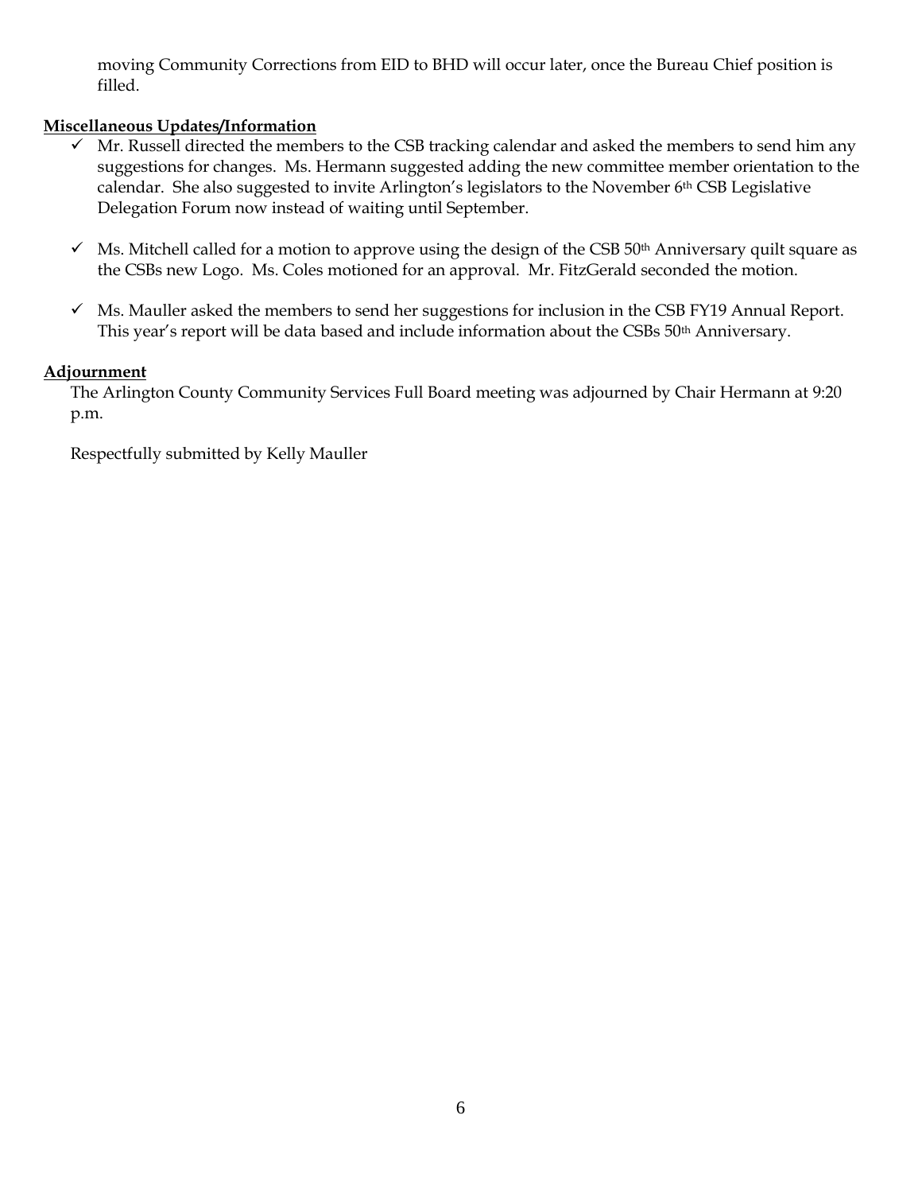moving Community Corrections from EID to BHD will occur later, once the Bureau Chief position is filled.

**Miscellaneous Updates/Information**

- ✓ Mr. Russell directed the members to the CSB tracking calendar and asked the members to send him any suggestions for changes. Ms. Hermann suggested adding the new committee member orientation to the calendar. She also suggested to invite Arlington's legislators to the November 6th CSB Legislative Delegation Forum now instead of waiting until September.

- ✓ Ms. Mitchell called for a motion to approve using the design of the CSB 50th Anniversary quilt square as the CSBs new Logo. Ms. Coles motioned for an approval. Mr. FitzGerald seconded the motion.

- ✓ Ms. Mauller asked the members to send her suggestions for inclusion in the CSB FY19 Annual Report. This year's report will be data based and include information about the CSBs 50th Anniversary.

**Adjournment**

The Arlington County Community Services Full Board meeting was adjourned by Chair Hermann at 9:20 p.m.

Respectfully submitted by Kelly Mauller